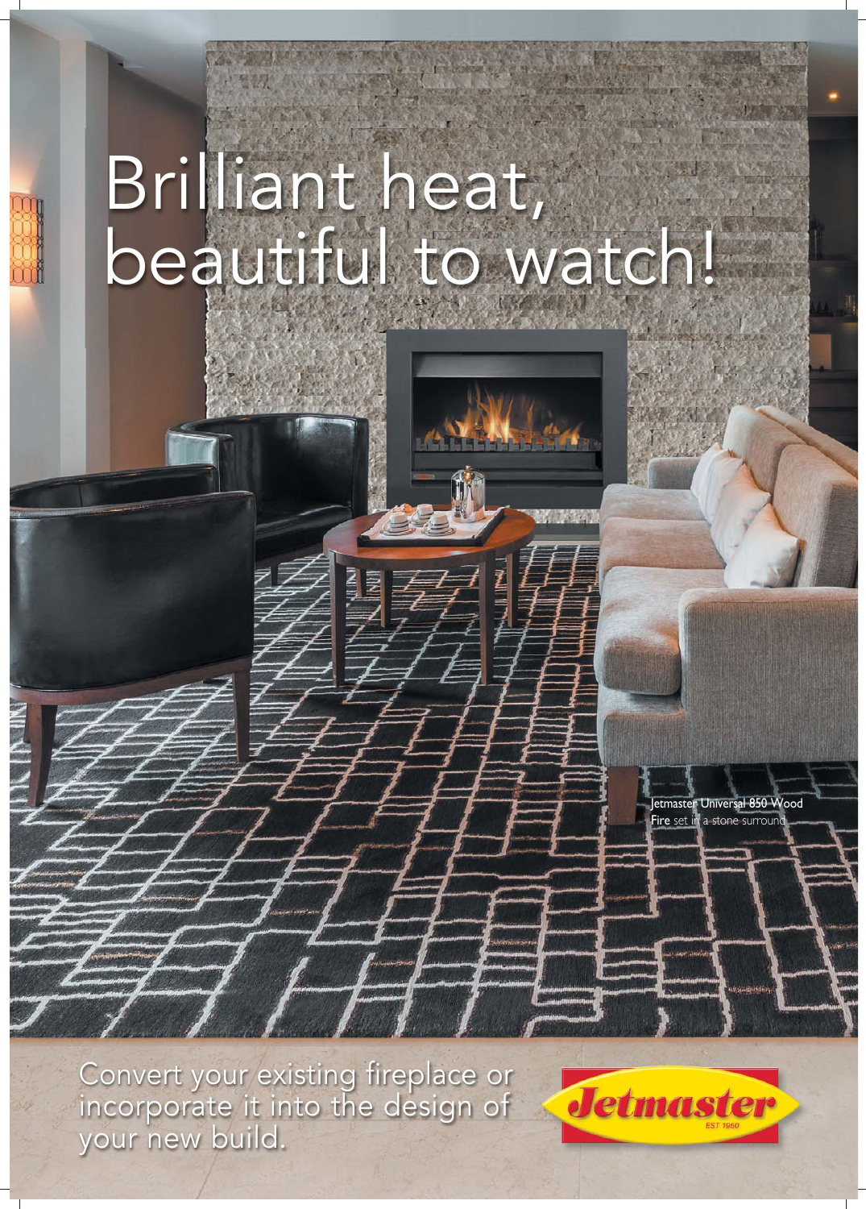# Brilliant heat, beautiful to watch!

**Jetmaster Universal 850 Wood Fire** set in a stone surround

Convert your existing fireplace or incorporate it into the design of your new build.

Jetmaster EST 1950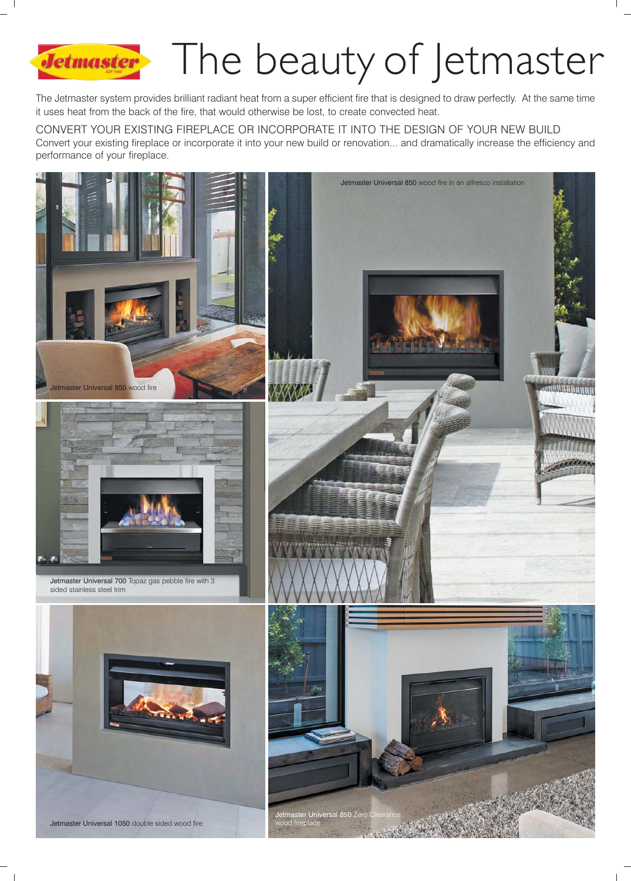# The beauty of Jetmaster

The Jetmaster system provides brilliant radiant heat from a super efficient fire that is designed to draw perfectly. At the same time it uses heat from the back of the fire, that would otherwise be lost, to create convected heat.

CONVERT YOUR EXISTING FIREPLACE OR INCORPORATE IT INTO THE DESIGN OF YOUR NEW BUILD

Convert your existing fireplace or incorporate it into your new build or renovation... and dramatically increase the efficiency and performance of your fireplace.

Jetmaster Universal 850 wood fire

Jetmaster Universal 850 wood fire in an alfresco installation

Jetmaster Universal 700 Topaz gas pebble fire with 3 sided stainless steel trim

Jetmaster Universal 1050 double sided wood fire

Jetmaster Universal 850 Zero Clearance wood fireplace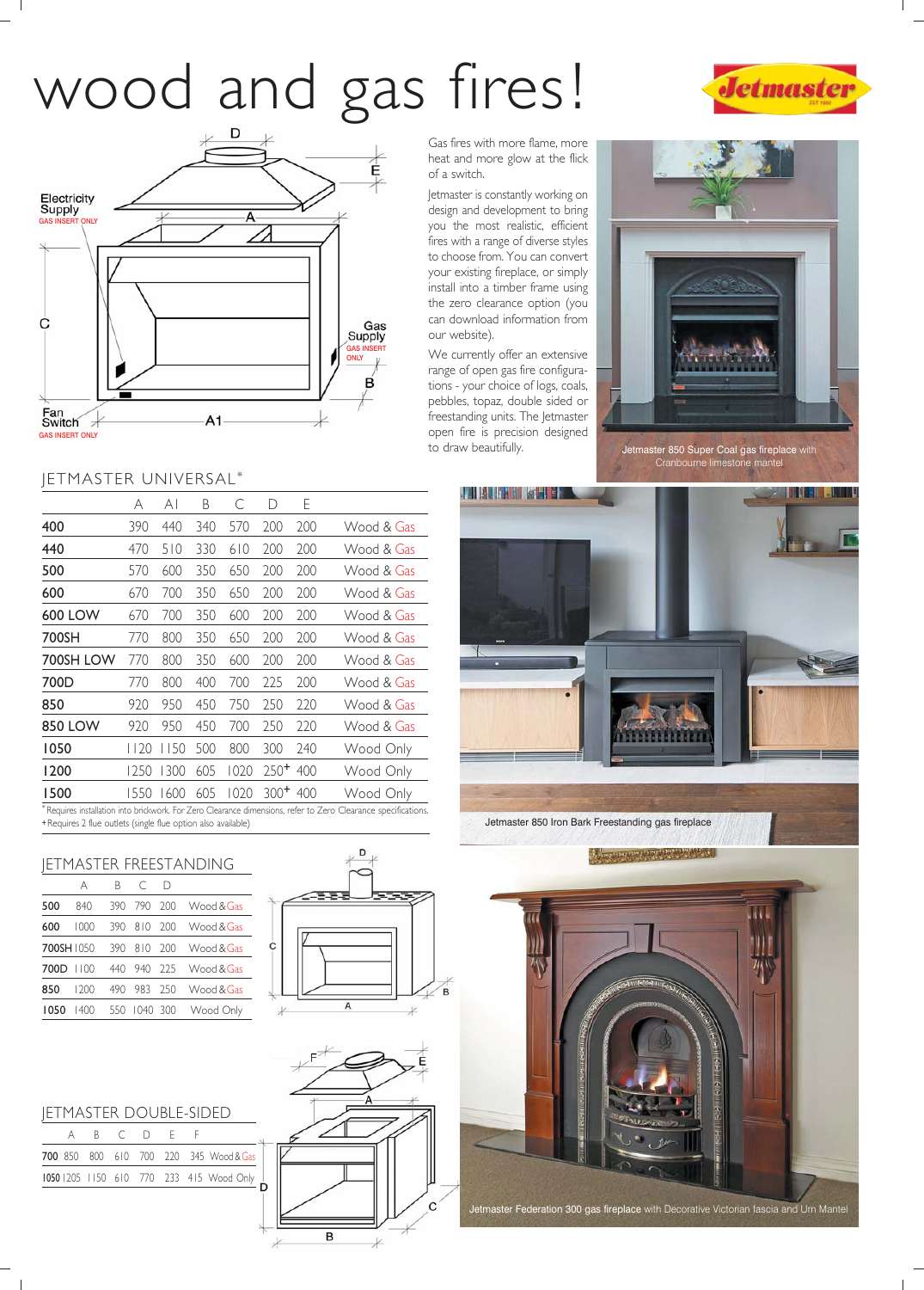# wood and gas fires!

Jetmaster

Gas fires with more flame, more heat and more glow at the flick of a switch.

Jetmaster is constantly working on design and development to bring you the most realistic, efficient fires with a range of diverse styles to choose from. You can convert your existing fireplace, or simply install into a timber frame using the zero clearance option (you can download information from our website).

We currently offer an extensive range of open gas fire configurations - your choice of logs, coals, pebbles, topaz, double sided or freestanding units. The Jetmaster open fire is precision designed to draw beautifully.

Jetmaster 850 Super Coal gas fireplace with Cranbourne limestone mantel

Electricity Supply GAS INSERT ONLY

Gas Supply GAS INSERT ONLY

Fan Switch GAS INSERT ONLY

## JETMASTER UNIVERSAL*

| | A | A1 | B | C | D | E | |
|---|---|---|---|---|---|---|---|
| **400** | 390 | 440 | 340 | 570 | 200 | 200 | Wood & Gas |
| **440** | 470 | 510 | 330 | 610 | 200 | 200 | Wood & Gas |
| **500** | 570 | 600 | 350 | 650 | 200 | 200 | Wood & Gas |
| **600** | 670 | 700 | 350 | 650 | 200 | 200 | Wood & Gas |
| **600 LOW** | 670 | 700 | 350 | 600 | 200 | 200 | Wood & Gas |
| **700SH** | 770 | 800 | 350 | 650 | 200 | 200 | Wood & Gas |
| **700SH LOW** | 770 | 800 | 350 | 600 | 200 | 200 | Wood & Gas |
| **700D** | 770 | 800 | 400 | 700 | 225 | 200 | Wood & Gas |
| **850** | 920 | 950 | 450 | 750 | 250 | 220 | Wood & Gas |
| **850 LOW** | 920 | 950 | 450 | 700 | 250 | 220 | Wood & Gas |
| **1050** | 1120 | 1150 | 500 | 800 | 300 | 240 | Wood Only |
| **1200** | 1250 | 1300 | 605 | 1020 | 250+ | 400 | Wood Only |
| **1500** | 1550 | 1600 | 605 | 1020 | 300+ | 400 | Wood Only |

*Requires installation into brickwork. For Zero Clearance dimensions, refer to Zero Clearance specifications.
+Requires 2 flue outlets (single flue option also available)

Jetmaster 850 Iron Bark Freestanding gas fireplace

## JETMASTER FREESTANDING

| | A | B | C | D | |
|---|---|---|---|---|---|
| **500** | 840 | 390 | 790 | 200 | Wood & Gas |
| **600** | 1000 | 390 | 810 | 200 | Wood & Gas |
| **700SH** | 1050 | 390 | 810 | 200 | Wood & Gas |
| **700D** | 1100 | 440 | 940 | 225 | Wood & Gas |
| **850** | 1200 | 490 | 983 | 250 | Wood & Gas |
| **1050** | 1400 | 550 | 1040 | 300 | Wood Only |

## JETMASTER DOUBLE-SIDED

| | A | B | C | D | E | F | |
|---|---|---|---|---|---|---|---|
| **700** | 850 | 800 | 610 | 700 | 220 | 345 | Wood & Gas |
| **1050** | 1205 | 1150 | 610 | 770 | 233 | 415 | Wood Only |

Jetmaster Federation 300 gas fireplace with Decorative Victorian fascia and Urn Mantel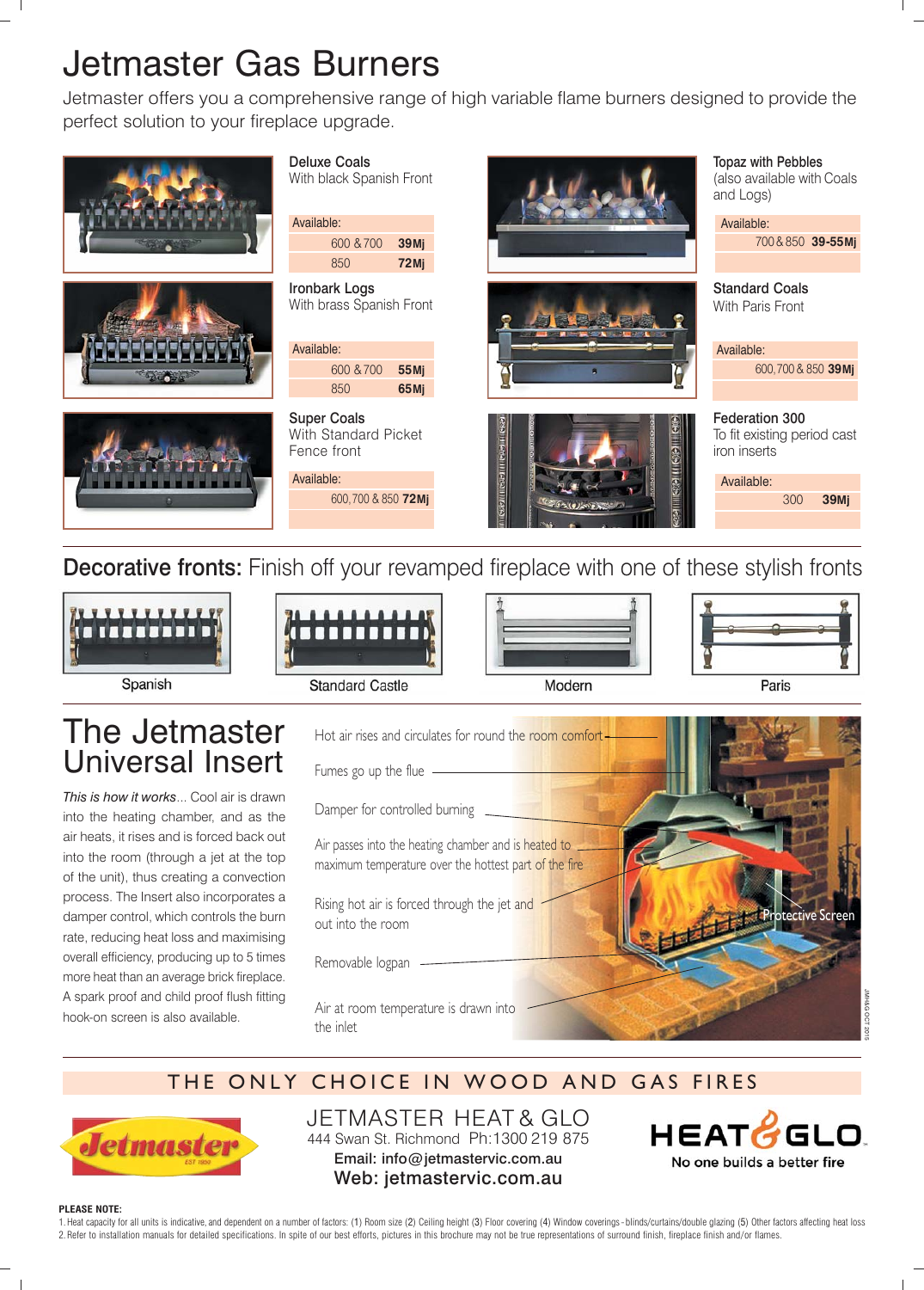# Jetmaster Gas Burners

Jetmaster offers you a comprehensive range of high variable flame burners designed to provide the perfect solution to your fireplace upgrade.

**Deluxe Coals**
With black Spanish Front

| Available: | |
|---|---|
| 600 & 700 | **39Mj** |
| 850 | **72Mj** |

**Ironbark Logs**
With brass Spanish Front

| Available: | |
|---|---|
| 600 & 700 | **55Mj** |
| 850 | **65Mj** |

**Super Coals**
With Standard Picket Fence front

| Available: | |
|---|---|
| 600, 700 & 850 | **72Mj** |

**Topaz with Pebbles**
(also available with Coals and Logs)

| Available: | |
|---|---|
| 700 & 850 | **39-55Mj** |

**Standard Coals**
With Paris Front

| Available: | |
|---|---|
| 600, 700 & 850 | **39Mj** |

**Federation 300**
To fit existing period cast iron inserts

| Available: | |
|---|---|
| 300 | **39Mj** |

## Decorative fronts: Finish off your revamped fireplace with one of these stylish fronts

Spanish

Standard Castle

Modern

Paris

## The Jetmaster Universal Insert

*This is how it works*... Cool air is drawn into the heating chamber, and as the air heats, it rises and is forced back out into the room (through a jet at the top of the unit), thus creating a convection process. The Insert also incorporates a damper control, which controls the burn rate, reducing heat loss and maximising overall efficiency, producing up to 5 times more heat than an average brick fireplace. A spark proof and child proof flush fitting hook-on screen is also available.

Hot air rises and circulates for round the room comfort

Fumes go up the flue

Damper for controlled burning

Air passes into the heating chamber and is heated to maximum temperature over the hottest part of the fire

Rising hot air is forced through the jet and out into the room

Removable logpan

Air at room temperature is drawn into the inlet

Protective Screen

JMH&G OCT 2015

THE ONLY CHOICE IN WOOD AND GAS FIRES

Jetmaster EST 1950

JETMASTER HEAT & GLO
444 Swan St. Richmond Ph:1300 219 875
Email: info@jetmastervic.com.au
Web: jetmastervic.com.au

HEAT & GLO
No one builds a better fire

**PLEASE NOTE:**
1. Heat capacity for all units is indicative, and dependent on a number of factors: (1) Room size (2) Ceiling height (3) Floor covering (4) Window coverings - blinds/curtains/double glazing (5) Other factors affecting heat loss
2. Refer to installation manuals for detailed specifications. In spite of our best efforts, pictures in this brochure may not be true representations of surround finish, fireplace finish and/or flames.